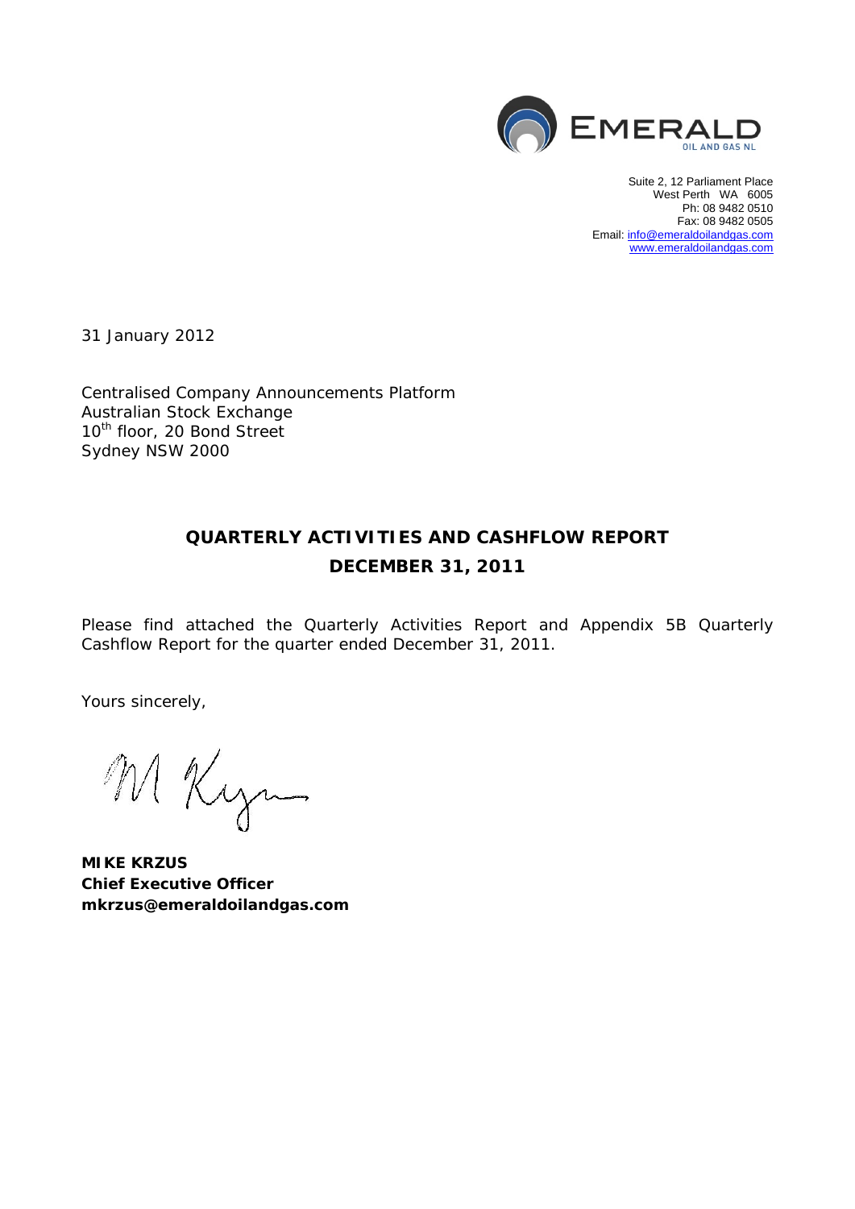EMERALD
OIL AND GAS NL

Suite 2, 12 Parliament Place
West Perth WA 6005
Ph: 08 9482 0510
Fax: 08 9482 0505
Email: info@emeraldoilandgas.com
www.emeraldoilandgas.com

31 January 2012

Centralised Company Announcements Platform
Australian Stock Exchange
10th floor, 20 Bond Street
Sydney NSW 2000

## QUARTERLY ACTIVITIES AND CASHFLOW REPORT
## DECEMBER 31, 2011

Please find attached the Quarterly Activities Report and Appendix 5B Quarterly Cashflow Report for the quarter ended December 31, 2011.

Yours sincerely,

**MIKE KRZUS**
**Chief Executive Officer**
**mkrzus@emeraldoilandgas.com**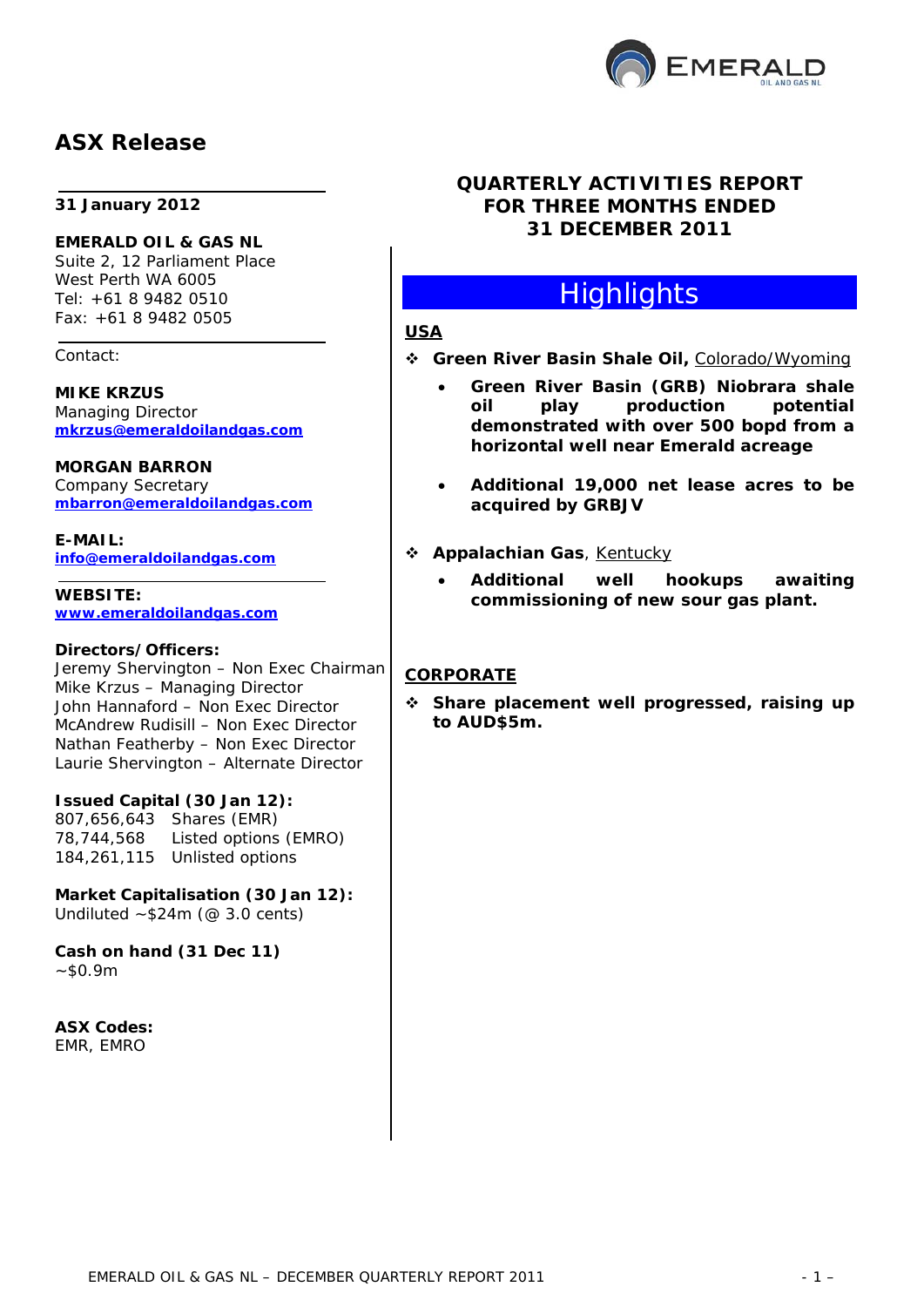# ASX Release

**31 January 2012**

**EMERALD OIL & GAS NL**
Suite 2, 12 Parliament Place
West Perth WA 6005
Tel: +61 8 9482 0510
Fax: +61 8 9482 0505

Contact:

**MIKE KRZUS**
Managing Director
**mkrzus@emeraldoilandgas.com**

**MORGAN BARRON**
Company Secretary
**mbarron@emeraldoilandgas.com**

**E-MAIL:**
**info@emeraldoilandgas.com**

**WEBSITE:**
**www.emeraldoilandgas.com**

**Directors/Officers:**
Jeremy Shervington – Non Exec Chairman
Mike Krzus – Managing Director
John Hannaford – Non Exec Director
McAndrew Rudisill – Non Exec Director
Nathan Featherby – Non Exec Director
Laurie Shervington – Alternate Director

**Issued Capital (30 Jan 12):**
807,656,643 Shares (EMR)
78,744,568 Listed options (EMRO)
184,261,115 Unlisted options

**Market Capitalisation (30 Jan 12):**
Undiluted ~$24m (@ 3.0 cents)

**Cash on hand (31 Dec 11)**
~$0.9m

**ASX Codes:**
EMR, EMRO

## QUARTERLY ACTIVITIES REPORT FOR THREE MONTHS ENDED 31 DECEMBER 2011

## Highlights

### USA

- **Green River Basin Shale Oil,** Colorado/Wyoming
  - **Green River Basin (GRB) Niobrara shale oil play production potential demonstrated with over 500 bopd from a horizontal well near Emerald acreage**
  - **Additional 19,000 net lease acres to be acquired by GRBJV**
- **Appalachian Gas**, Kentucky
  - **Additional well hookups awaiting commissioning of new sour gas plant.**

### CORPORATE

- **Share placement well progressed, raising up to AUD$5m.**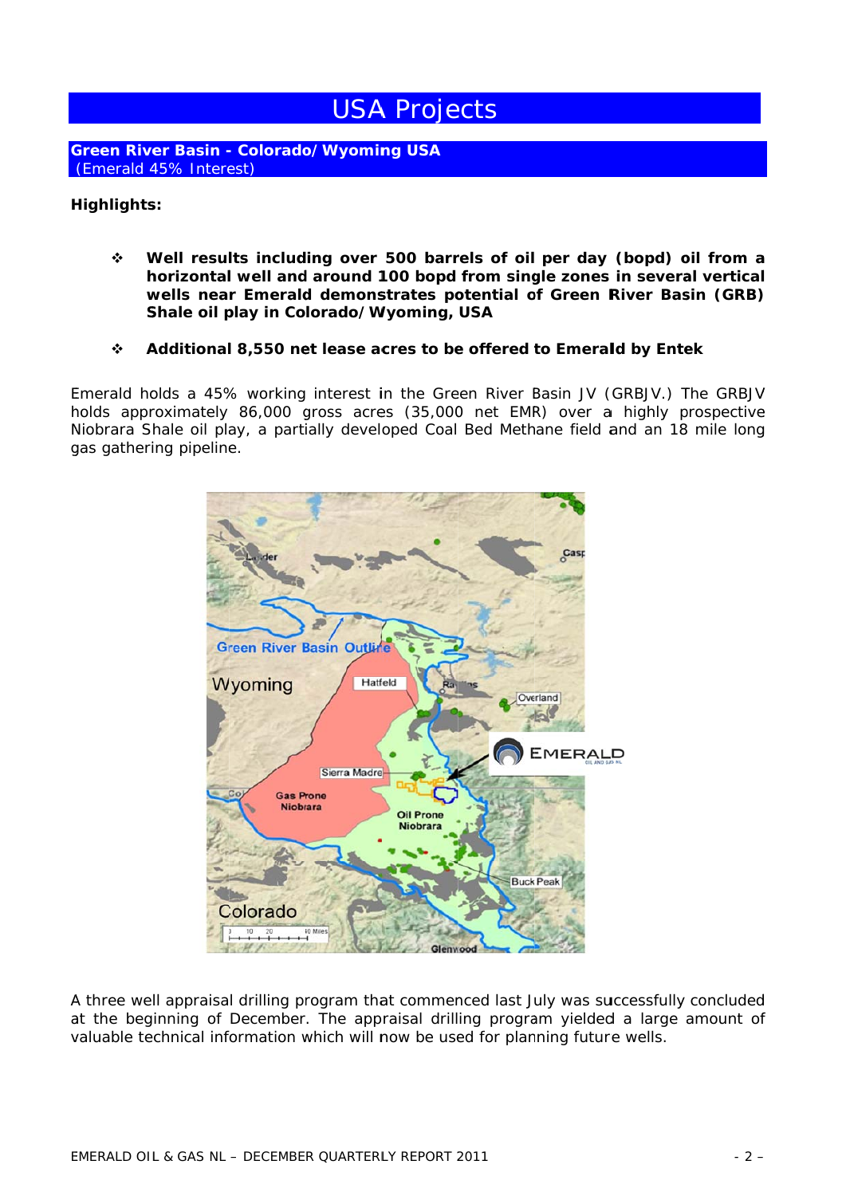# USA Projects

## Green River Basin - Colorado/Wyoming USA
(Emerald 45% Interest)

**Highlights:**

- **Well results including over 500 barrels of oil per day (bopd) oil from a horizontal well and around 100 bopd from single zones in several vertical wells near Emerald demonstrates potential of Green River Basin (GRB) Shale oil play in Colorado/Wyoming, USA**
- **Additional 8,550 net lease acres to be offered to Emerald by Entek**

Emerald holds a 45% working interest in the Green River Basin JV (GRBJV.) The GRBJV holds approximately 86,000 gross acres (35,000 net EMR) over a highly prospective Niobrara Shale oil play, a partially developed Coal Bed Methane field and an 18 mile long gas gathering pipeline.

A three well appraisal drilling program that commenced last July was successfully concluded at the beginning of December. The appraisal drilling program yielded a large amount of valuable technical information which will now be used for planning future wells.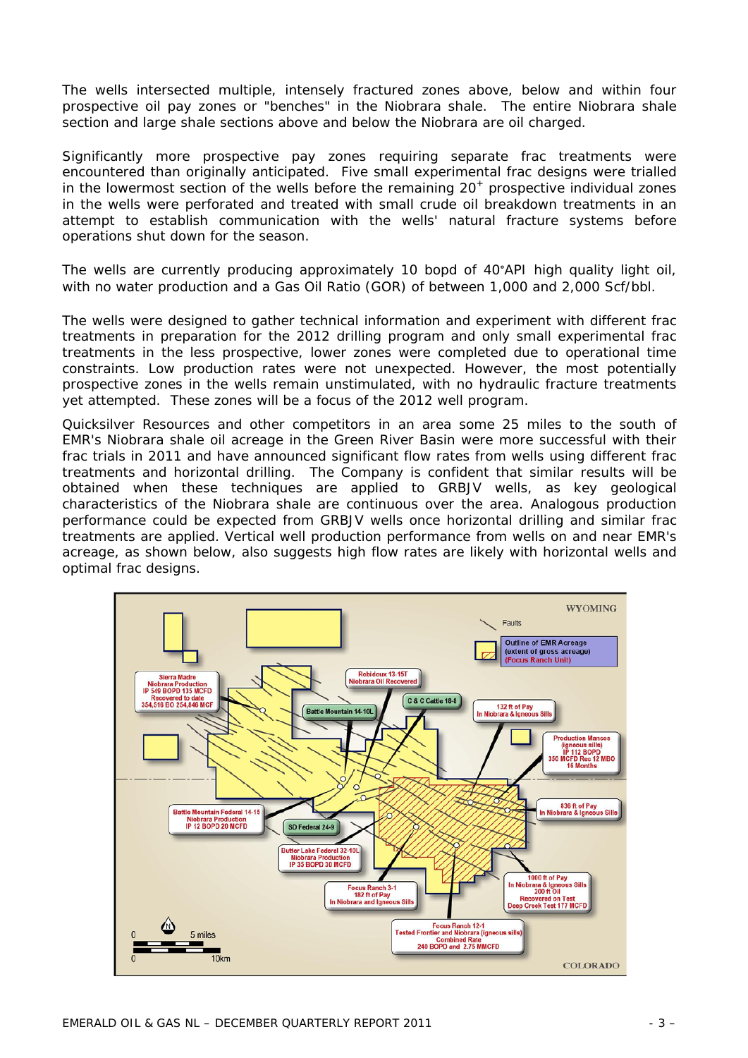The wells intersected multiple, intensely fractured zones above, below and within four prospective oil pay zones or "benches" in the Niobrara shale. The entire Niobrara shale section and large shale sections above and below the Niobrara are oil charged.

Significantly more prospective pay zones requiring separate frac treatments were encountered than originally anticipated. Five small experimental frac designs were trialled in the lowermost section of the wells before the remaining 20[+] prospective individual zones in the wells were perforated and treated with small crude oil breakdown treatments in an attempt to establish communication with the wells' natural fracture systems before operations shut down for the season.

The wells are currently producing approximately 10 bopd of 40°API high quality light oil, with no water production and a Gas Oil Ratio (GOR) of between 1,000 and 2,000 Scf/bbl.

The wells were designed to gather technical information and experiment with different frac treatments in preparation for the 2012 drilling program and only small experimental frac treatments in the less prospective, lower zones were completed due to operational time constraints. Low production rates were not unexpected. However, the most potentially prospective zones in the wells remain unstimulated, with no hydraulic fracture treatments yet attempted. These zones will be a focus of the 2012 well program.

Quicksilver Resources and other competitors in an area some 25 miles to the south of EMR's Niobrara shale oil acreage in the Green River Basin were more successful with their frac trials in 2011 and have announced significant flow rates from wells using different frac treatments and horizontal drilling. The Company is confident that similar results will be obtained when these techniques are applied to GRBJV wells, as key geological characteristics of the Niobrara shale are continuous over the area. Analogous production performance could be expected from GRBJV wells once horizontal drilling and similar frac treatments are applied. Vertical well production performance from wells on and near EMR's acreage, as shown below, also suggests high flow rates are likely with horizontal wells and optimal frac designs.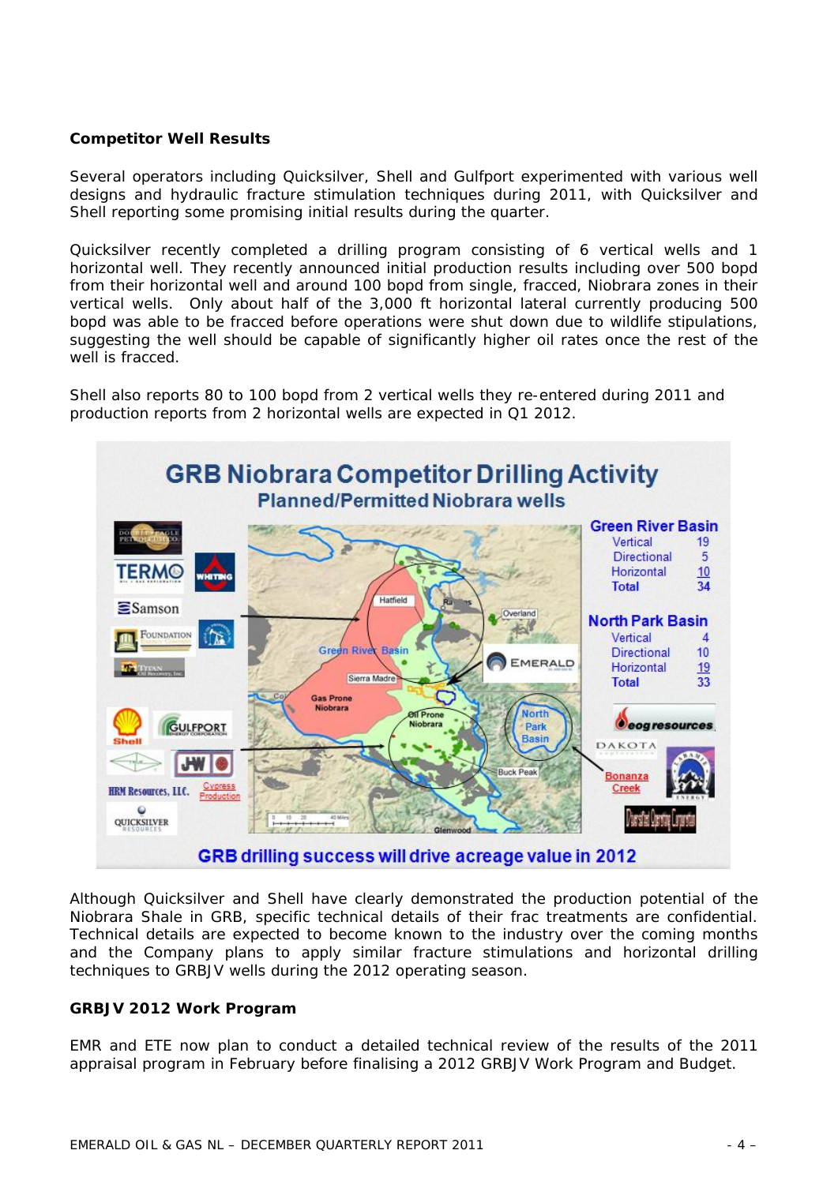**Competitor Well Results**

Several operators including Quicksilver, Shell and Gulfport experimented with various well designs and hydraulic fracture stimulation techniques during 2011, with Quicksilver and Shell reporting some promising initial results during the quarter.

Quicksilver recently completed a drilling program consisting of 6 vertical wells and 1 horizontal well. They recently announced initial production results including over 500 bopd from their horizontal well and around 100 bopd from single, fracced, Niobrara zones in their vertical wells. Only about half of the 3,000 ft horizontal lateral currently producing 500 bopd was able to be fracced before operations were shut down due to wildlife stipulations, suggesting the well should be capable of significantly higher oil rates once the rest of the well is fracced.

Shell also reports 80 to 100 bopd from 2 vertical wells they re-entered during 2011 and production reports from 2 horizontal wells are expected in Q1 2012.

**GRB Niobrara Competitor Drilling Activity**

Planned/Permitted Niobrara wells

| Green River Basin | |
|---|---|
| Vertical | 19 |
| Directional | 5 |
| Horizontal | 10 |
| Total | 34 |

| North Park Basin | |
|---|---|
| Vertical | 4 |
| Directional | 10 |
| Horizontal | 19 |
| Total | 33 |

GRB drilling success will drive acreage value in 2012

Although Quicksilver and Shell have clearly demonstrated the production potential of the Niobrara Shale in GRB, specific technical details of their frac treatments are confidential. Technical details are expected to become known to the industry over the coming months and the Company plans to apply similar fracture stimulations and horizontal drilling techniques to GRBJV wells during the 2012 operating season.

**GRBJV 2012 Work Program**

EMR and ETE now plan to conduct a detailed technical review of the results of the 2011 appraisal program in February before finalising a 2012 GRBJV Work Program and Budget.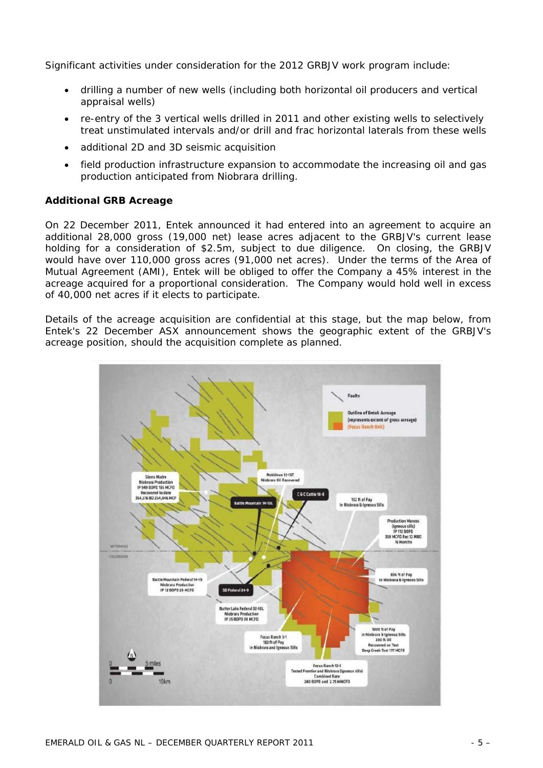Significant activities under consideration for the 2012 GRBJV work program include:

- drilling a number of new wells (including both horizontal oil producers and vertical appraisal wells)
- re-entry of the 3 vertical wells drilled in 2011 and other existing wells to selectively treat unstimulated intervals and/or drill and frac horizontal laterals from these wells
- additional 2D and 3D seismic acquisition
- field production infrastructure expansion to accommodate the increasing oil and gas production anticipated from Niobrara drilling.

**Additional GRB Acreage**

On 22 December 2011, Entek announced it had entered into an agreement to acquire an additional 28,000 gross (19,000 net) lease acres adjacent to the GRBJV's current lease holding for a consideration of $2.5m, subject to due diligence. On closing, the GRBJV would have over 110,000 gross acres (91,000 net acres). Under the terms of the Area of Mutual Agreement (AMI), Entek will be obliged to offer the Company a 45% interest in the acreage acquired for a proportional consideration. The Company would hold well in excess of 40,000 net acres if it elects to participate.

Details of the acreage acquisition are confidential at this stage, but the map below, from Entek's 22 December ASX announcement shows the geographic extent of the GRBJV's acreage position, should the acquisition complete as planned.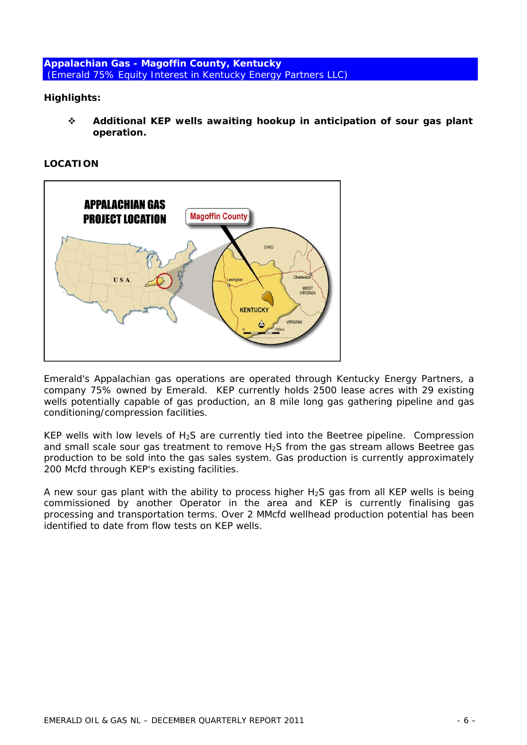## Appalachian Gas - Magoffin County, Kentucky
(Emerald 75% Equity Interest in Kentucky Energy Partners LLC)

**Highlights:**

- **Additional KEP wells awaiting hookup in anticipation of sour gas plant operation.**

**LOCATION**

Emerald's Appalachian gas operations are operated through Kentucky Energy Partners, a company 75% owned by Emerald. KEP currently holds 2500 lease acres with 29 existing wells potentially capable of gas production, an 8 mile long gas gathering pipeline and gas conditioning/compression facilities.

KEP wells with low levels of $H_2S$ are currently tied into the Beetree pipeline. Compression and small scale sour gas treatment to remove $H_2S$ from the gas stream allows Beetree gas production to be sold into the gas sales system. Gas production is currently approximately 200 Mcfd through KEP's existing facilities.

A new sour gas plant with the ability to process higher $H_2S$ gas from all KEP wells is being commissioned by another Operator in the area and KEP is currently finalising gas processing and transportation terms. Over 2 MMcfd wellhead production potential has been identified to date from flow tests on KEP wells.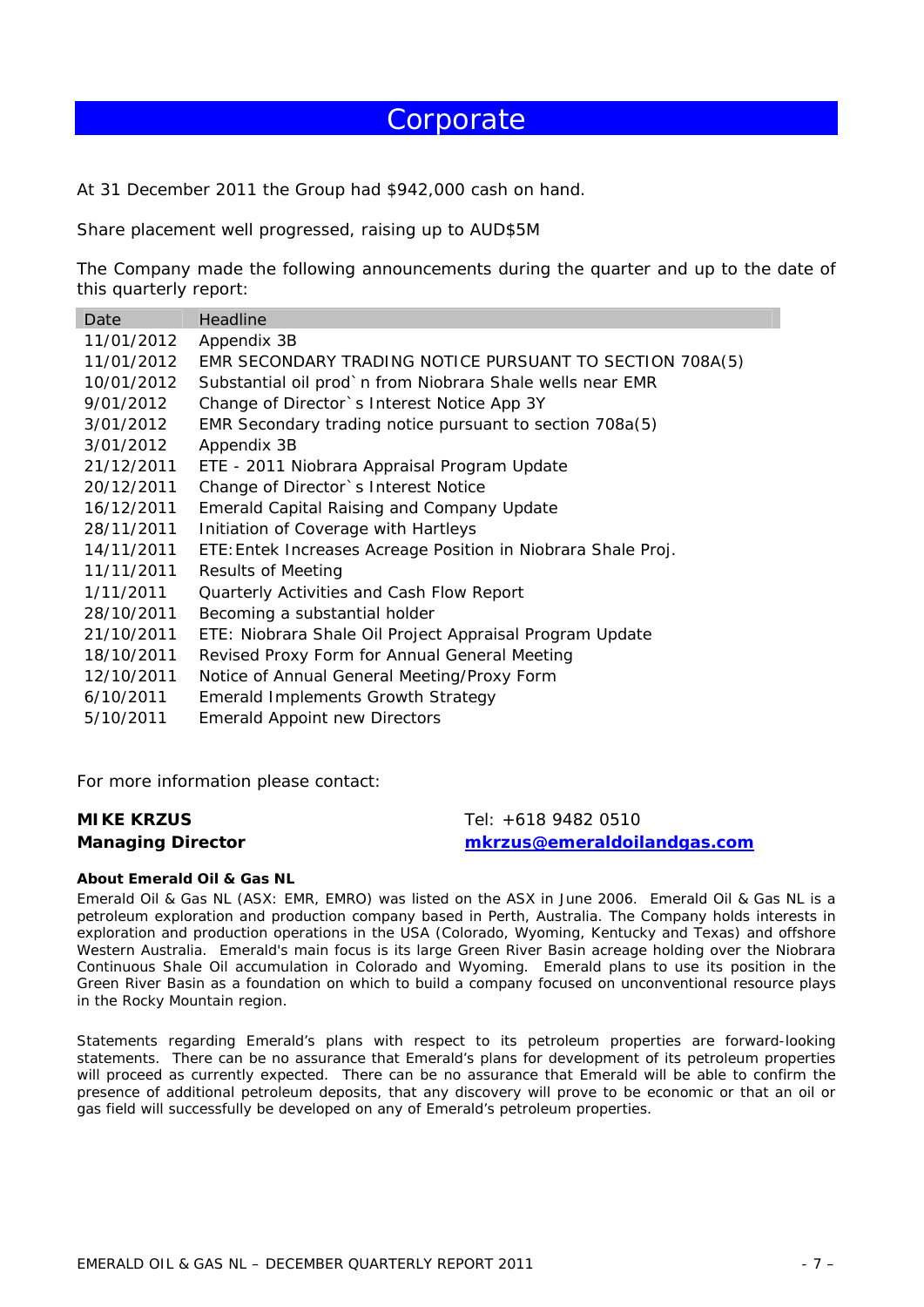# Corporate

At 31 December 2011 the Group had $942,000 cash on hand.

Share placement well progressed, raising up to AUD$5M

The Company made the following announcements during the quarter and up to the date of this quarterly report:

| Date | Headline |
|---|---|
| 11/01/2012 | Appendix 3B |
| 11/01/2012 | EMR SECONDARY TRADING NOTICE PURSUANT TO SECTION 708A(5) |
| 10/01/2012 | Substantial oil prod`n from Niobrara Shale wells near EMR |
| 9/01/2012 | Change of Director`s Interest Notice App 3Y |
| 3/01/2012 | EMR Secondary trading notice pursuant to section 708a(5) |
| 3/01/2012 | Appendix 3B |
| 21/12/2011 | ETE - 2011 Niobrara Appraisal Program Update |
| 20/12/2011 | Change of Director`s Interest Notice |
| 16/12/2011 | Emerald Capital Raising and Company Update |
| 28/11/2011 | Initiation of Coverage with Hartleys |
| 14/11/2011 | ETE:Entek Increases Acreage Position in Niobrara Shale Proj. |
| 11/11/2011 | Results of Meeting |
| 1/11/2011 | Quarterly Activities and Cash Flow Report |
| 28/10/2011 | Becoming a substantial holder |
| 21/10/2011 | ETE: Niobrara Shale Oil Project Appraisal Program Update |
| 18/10/2011 | Revised Proxy Form for Annual General Meeting |
| 12/10/2011 | Notice of Annual General Meeting/Proxy Form |
| 6/10/2011 | Emerald Implements Growth Strategy |
| 5/10/2011 | Emerald Appoint new Directors |

For more information please contact:

**MIKE KRZUS**
**Managing Director**

Tel: +618 9482 0510
**mkrzus@emeraldoilandgas.com**

**About Emerald Oil & Gas NL**

Emerald Oil & Gas NL (ASX: EMR, EMRO) was listed on the ASX in June 2006. Emerald Oil & Gas NL is a petroleum exploration and production company based in Perth, Australia. The Company holds interests in exploration and production operations in the USA (Colorado, Wyoming, Kentucky and Texas) and offshore Western Australia. Emerald's main focus is its large Green River Basin acreage holding over the Niobrara Continuous Shale Oil accumulation in Colorado and Wyoming. Emerald plans to use its position in the Green River Basin as a foundation on which to build a company focused on unconventional resource plays in the Rocky Mountain region.

Statements regarding Emerald's plans with respect to its petroleum properties are forward-looking statements. There can be no assurance that Emerald's plans for development of its petroleum properties will proceed as currently expected. There can be no assurance that Emerald will be able to confirm the presence of additional petroleum deposits, that any discovery will prove to be economic or that an oil or gas field will successfully be developed on any of Emerald's petroleum properties.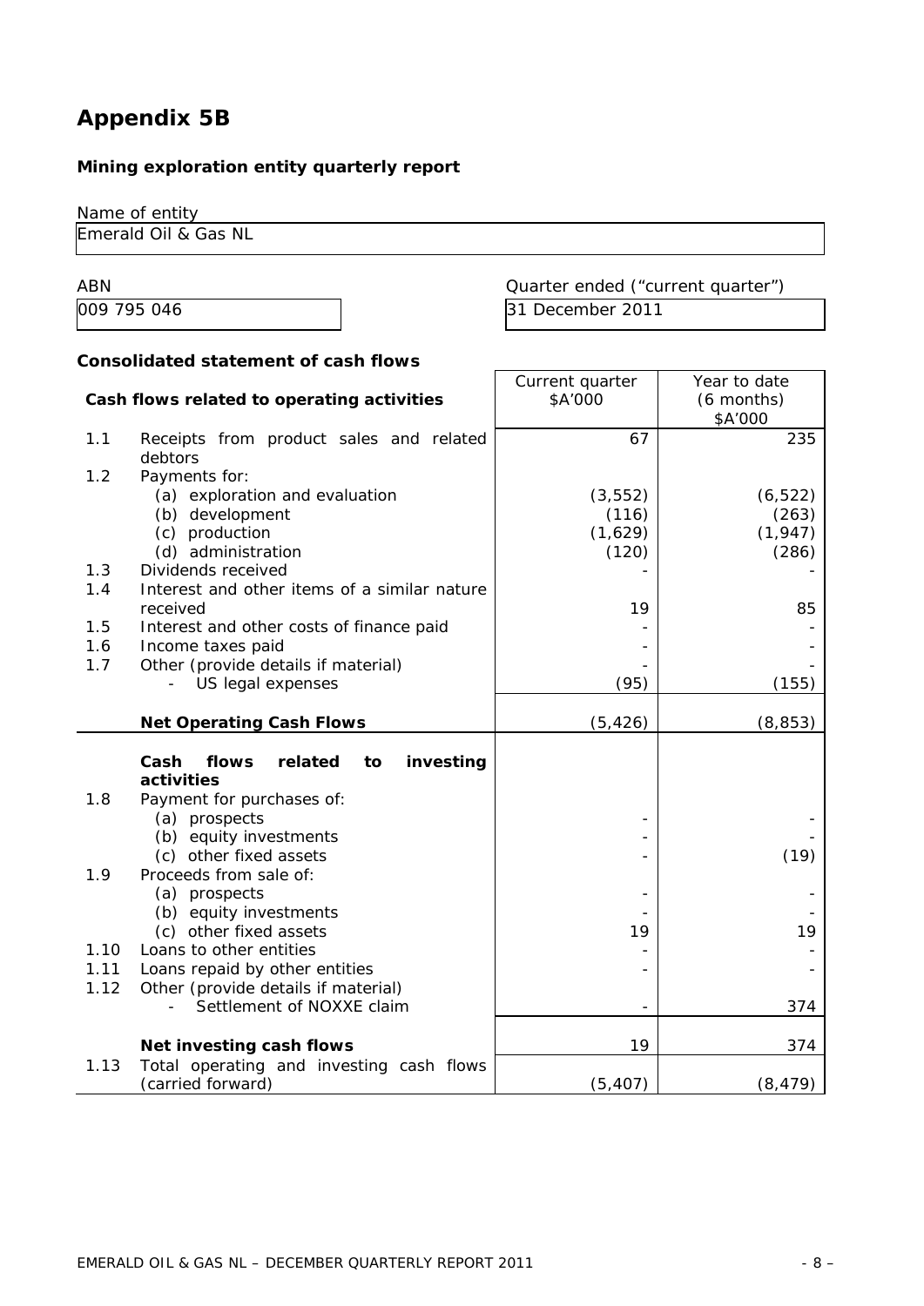# Appendix 5B

**Mining exploration entity quarterly report**

Name of entity

| Emerald Oil & Gas NL |
|---|

| ABN | Quarter ended ("current quarter") |
|---|---|
| 009 795 046 | 31 December 2011 |

**Consolidated statement of cash flows**

| | **Cash flows related to operating activities** | Current quarter $A'000 | Year to date (6 months) $A'000 |
|---|---|---|---|
| 1.1 | Receipts from product sales and related debtors | 67 | 235 |
| 1.2 | Payments for: | | |
| | (a) exploration and evaluation | (3,552) | (6,522) |
| | (b) development | (116) | (263) |
| | (c) production | (1,629) | (1,947) |
| | (d) administration | (120) | (286) |
| 1.3 | Dividends received | - | - |
| 1.4 | Interest and other items of a similar nature received | 19 | 85 |
| 1.5 | Interest and other costs of finance paid | - | - |
| 1.6 | Income taxes paid | - | - |
| 1.7 | Other (provide details if material) | - | - |
| | - US legal expenses | (95) | (155) |
| | **Net Operating Cash Flows** | (5,426) | (8,853) |
| | **Cash flows related to investing activities** | | |
| 1.8 | Payment for purchases of: | | |
| | (a) prospects | - | - |
| | (b) equity investments | - | - |
| | (c) other fixed assets | - | (19) |
| 1.9 | Proceeds from sale of: | | |
| | (a) prospects | - | - |
| | (b) equity investments | - | - |
| | (c) other fixed assets | 19 | 19 |
| 1.10 | Loans to other entities | - | - |
| 1.11 | Loans repaid by other entities | - | - |
| 1.12 | Other (provide details if material) | | |
| | - Settlement of NOXXE claim | - | 374 |
| | **Net investing cash flows** | 19 | 374 |
| 1.13 | Total operating and investing cash flows (carried forward) | (5,407) | (8,479) |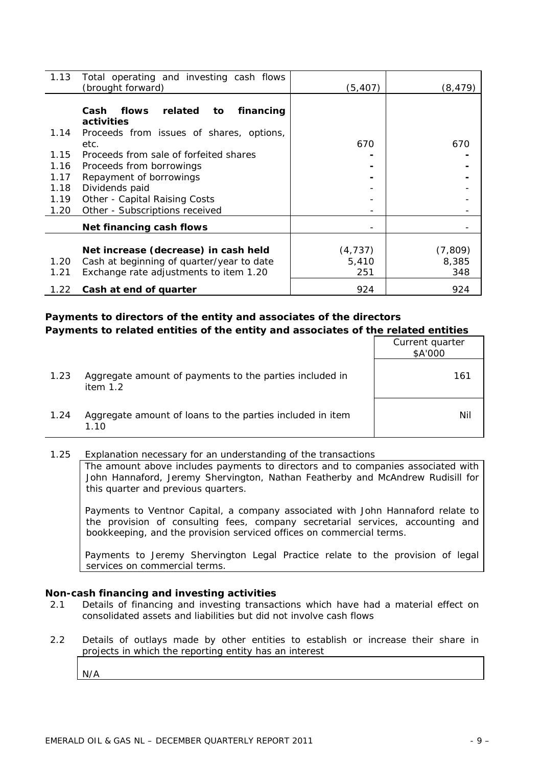| | | | |
|---|---|---|---|
| 1.13 | Total operating and investing cash flows (brought forward) | (5,407) | (8,479) |
| | **Cash flows related to financing activities** | | |
| 1.14 | Proceeds from issues of shares, options, etc. | 670 | 670 |
| 1.15 | Proceeds from sale of forfeited shares | - | - |
| 1.16 | Proceeds from borrowings | - | - |
| 1.17 | Repayment of borrowings | - | - |
| 1.18 | Dividends paid | - | - |
| 1.19 | Other - Capital Raising Costs | - | - |
| 1.20 | Other - Subscriptions received | - | - |
| | **Net financing cash flows** | - | - |
| | **Net increase (decrease) in cash held** | (4,737) | (7,809) |
| 1.20 | Cash at beginning of quarter/year to date | 5,410 | 8,385 |
| 1.21 | Exchange rate adjustments to item 1.20 | 251 | 348 |
| 1.22 | **Cash at end of quarter** | 924 | 924 |

**Payments to directors of the entity and associates of the directors**
**Payments to related entities of the entity and associates of the related entities**

| | | Current quarter $A'000 |
|---|---|---|
| 1.23 | Aggregate amount of payments to the parties included in item 1.2 | 161 |
| 1.24 | Aggregate amount of loans to the parties included in item 1.10 | Nil |

1.25 Explanation necessary for an understanding of the transactions

The amount above includes payments to directors and to companies associated with John Hannaford, Jeremy Shervington, Nathan Featherby and McAndrew Rudisill for this quarter and previous quarters.

Payments to Ventnor Capital, a company associated with John Hannaford relate to the provision of consulting fees, company secretarial services, accounting and bookkeeping, and the provision serviced offices on commercial terms.

Payments to Jeremy Shervington Legal Practice relate to the provision of legal services on commercial terms.

**Non-cash financing and investing activities**

2.1 Details of financing and investing transactions which have had a material effect on consolidated assets and liabilities but did not involve cash flows

2.2 Details of outlays made by other entities to establish or increase their share in projects in which the reporting entity has an interest

N/A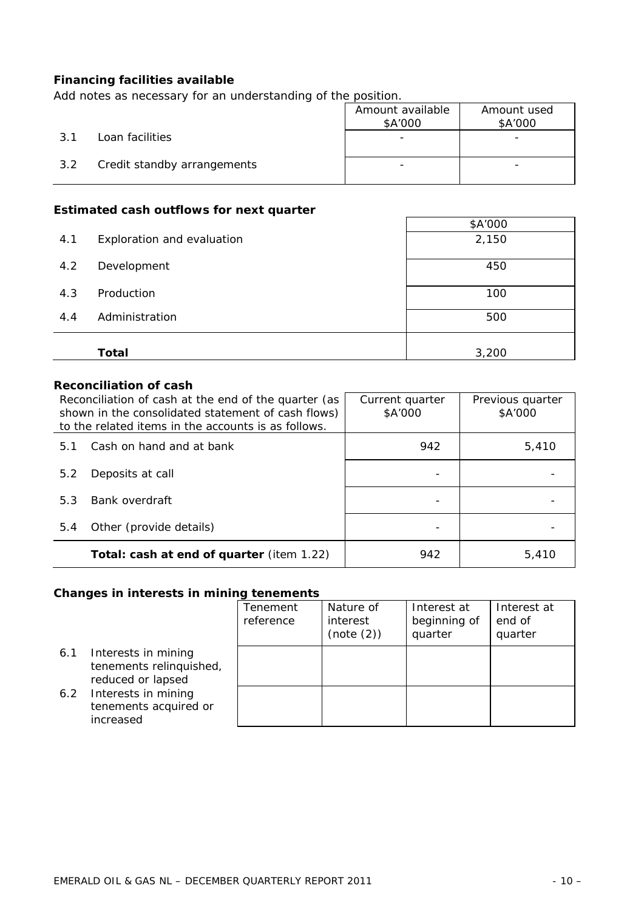**Financing facilities available**

Add notes as necessary for an understanding of the position.

| | | Amount available $A'000 | Amount used $A'000 |
|---|---|---|---|
| 3.1 | Loan facilities | - | - |
| 3.2 | Credit standby arrangements | - | - |

**Estimated cash outflows for next quarter**

| | | $A'000 |
|---|---|---|
| 4.1 | Exploration and evaluation | 2,150 |
| 4.2 | Development | 450 |
| 4.3 | Production | 100 |
| 4.4 | Administration | 500 |
| | **Total** | 3,200 |

**Reconciliation of cash**

| Reconciliation of cash at the end of the quarter (as shown in the consolidated statement of cash flows) to the related items in the accounts is as follows. | | Current quarter $A'000 | Previous quarter $A'000 |
|---|---|---|---|
| 5.1 | Cash on hand and at bank | 942 | 5,410 |
| 5.2 | Deposits at call | - | - |
| 5.3 | Bank overdraft | - | - |
| 5.4 | Other (provide details) | - | - |
| | **Total: cash at end of quarter** (item 1.22) | 942 | 5,410 |

**Changes in interests in mining tenements**

| | | Tenement reference | Nature of interest (note (2)) | Interest at beginning of quarter | Interest at end of quarter |
|---|---|---|---|---|---|
| 6.1 | Interests in mining tenements relinquished, reduced or lapsed | | | | |
| 6.2 | Interests in mining tenements acquired or increased | | | | |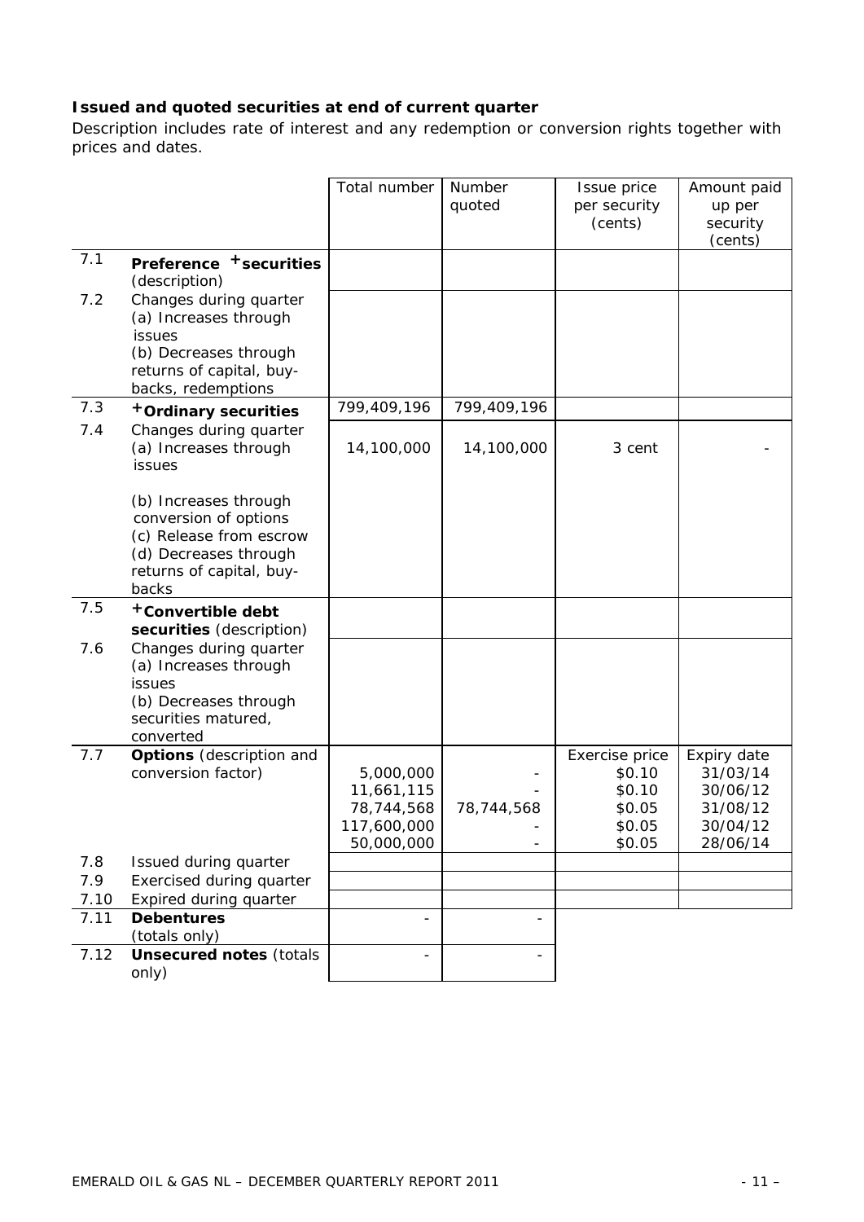**Issued and quoted securities at end of current quarter**

Description includes rate of interest and any redemption or conversion rights together with prices and dates.

| | | Total number | Number quoted | Issue price per security (cents) | Amount paid up per security (cents) |
|---|---|---|---|---|---|
| 7.1 | **Preference +securities** (description) | | | | |
| 7.2 | Changes during quarter<br>(a) Increases through issues<br>(b) Decreases through returns of capital, buy-backs, redemptions | | | | |
| 7.3 | **+Ordinary securities** | 799,409,196 | 799,409,196 | | |
| 7.4 | Changes during quarter<br>(a) Increases through issues<br><br>(b) Increases through conversion of options<br>(c) Release from escrow<br>(d) Decreases through returns of capital, buy-backs | 14,100,000 | 14,100,000 | 3 cent | - |
| 7.5 | **+Convertible debt securities** (description) | | | | |
| 7.6 | Changes during quarter<br>(a) Increases through issues<br>(b) Decreases through securities matured, converted | | | | |
| 7.7 | **Options** (description and conversion factor) | <br>5,000,000<br>11,661,115<br>78,744,568<br>117,600,000<br>50,000,000 | <br>-<br>-<br>78,744,568<br>-<br>- | Exercise price<br>$0.10<br>$0.10<br>$0.05<br>$0.05<br>$0.05 | Expiry date<br>31/03/14<br>30/06/12<br>31/08/12<br>30/04/12<br>28/06/14 |
| 7.8 | Issued during quarter | | | | |
| 7.9 | Exercised during quarter | | | | |
| 7.10 | Expired during quarter | | | | |
| 7.11 | **Debentures** (totals only) | - | - | | |
| 7.12 | **Unsecured notes** (totals only) | - | - | | |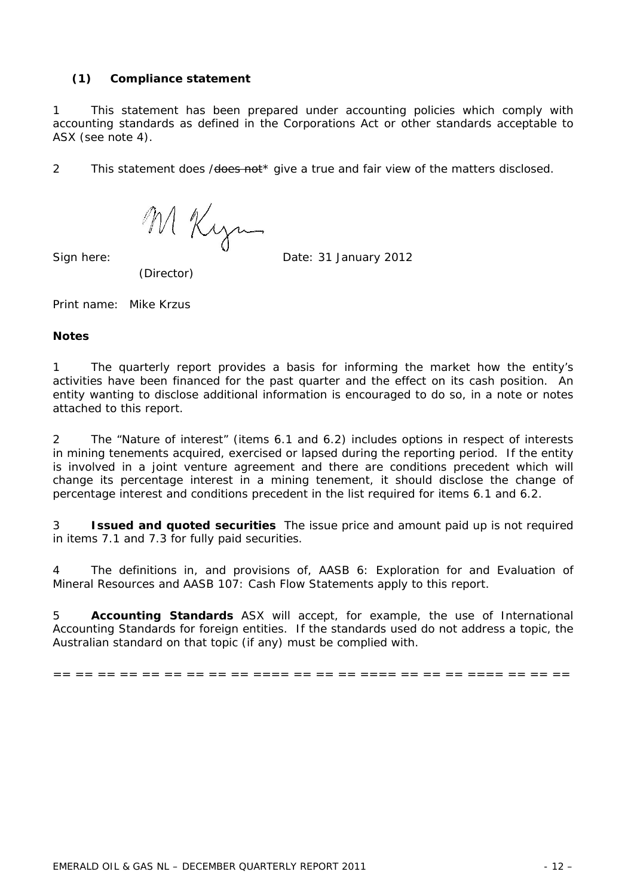**(1) Compliance statement**

1 This statement has been prepared under accounting policies which comply with accounting standards as defined in the Corporations Act or other standards acceptable to ASX (see note 4).

2 This statement does /~~does not~~* give a true and fair view of the matters disclosed.

Sign here: ........................................ Date: 31 January 2012
(Director)

Print name: Mike Krzus

**Notes**

1 The quarterly report provides a basis for informing the market how the entity's activities have been financed for the past quarter and the effect on its cash position. An entity wanting to disclose additional information is encouraged to do so, in a note or notes attached to this report.

2 The "Nature of interest" (items 6.1 and 6.2) includes options in respect of interests in mining tenements acquired, exercised or lapsed during the reporting period. If the entity is involved in a joint venture agreement and there are conditions precedent which will change its percentage interest in a mining tenement, it should disclose the change of percentage interest and conditions precedent in the list required for items 6.1 and 6.2.

3 **Issued and quoted securities** The issue price and amount paid up is not required in items 7.1 and 7.3 for fully paid securities.

4 The definitions in, and provisions of, *AASB 6: Exploration for and Evaluation of Mineral Resources* and *AASB 107: Cash Flow Statements* apply to this report.

5 **Accounting Standards** ASX will accept, for example, the use of International Accounting Standards for foreign entities. If the standards used do not address a topic, the Australian standard on that topic (if any) must be complied with.

== == == == == == == == == ==== == == == ==== == == == ==== == == ==